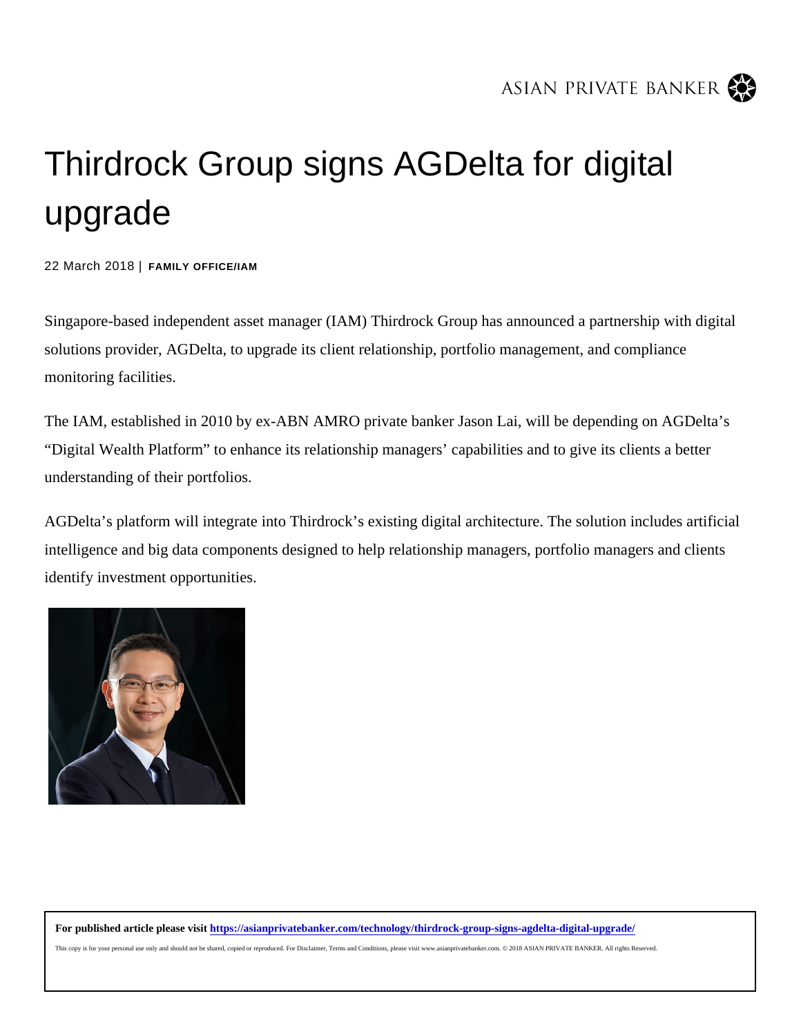# Thirdrock Group signs AGDelta for digital upgrade

22 March 2018 | **FAMILY OFFICE/IAM**

Singapore-based independent asset manager (IAM) Thirdrock Group has announced a partnership with digital solutions provider, AGDelta, to upgrade its client relationship, portfolio management, and compliance monitoring facilities.

The IAM, established in 2010 by ex-ABN AMRO private banker Jason Lai, will be depending on AGDelta's "Digital Wealth Platform" to enhance its relationship managers' capabilities and to give its clients a better understanding of their portfolios.

AGDelta's platform will integrate into Thirdrock's existing digital architecture. The solution includes artificial intelligence and big data components designed to help relationship managers, portfolio managers and clients identify investment opportunities.

**For published article please visit https://asianprivatebanker.com/technology/thirdrock-group-signs-agdelta-digital-upgrade/**

This copy is for your personal use only and should not be shared, copied or reproduced. For Disclaimer, Terms and Conditions, please visit www.asianprivatebanker.com. © 2018 ASIAN PRIVATE BANKER. All rights Reserved.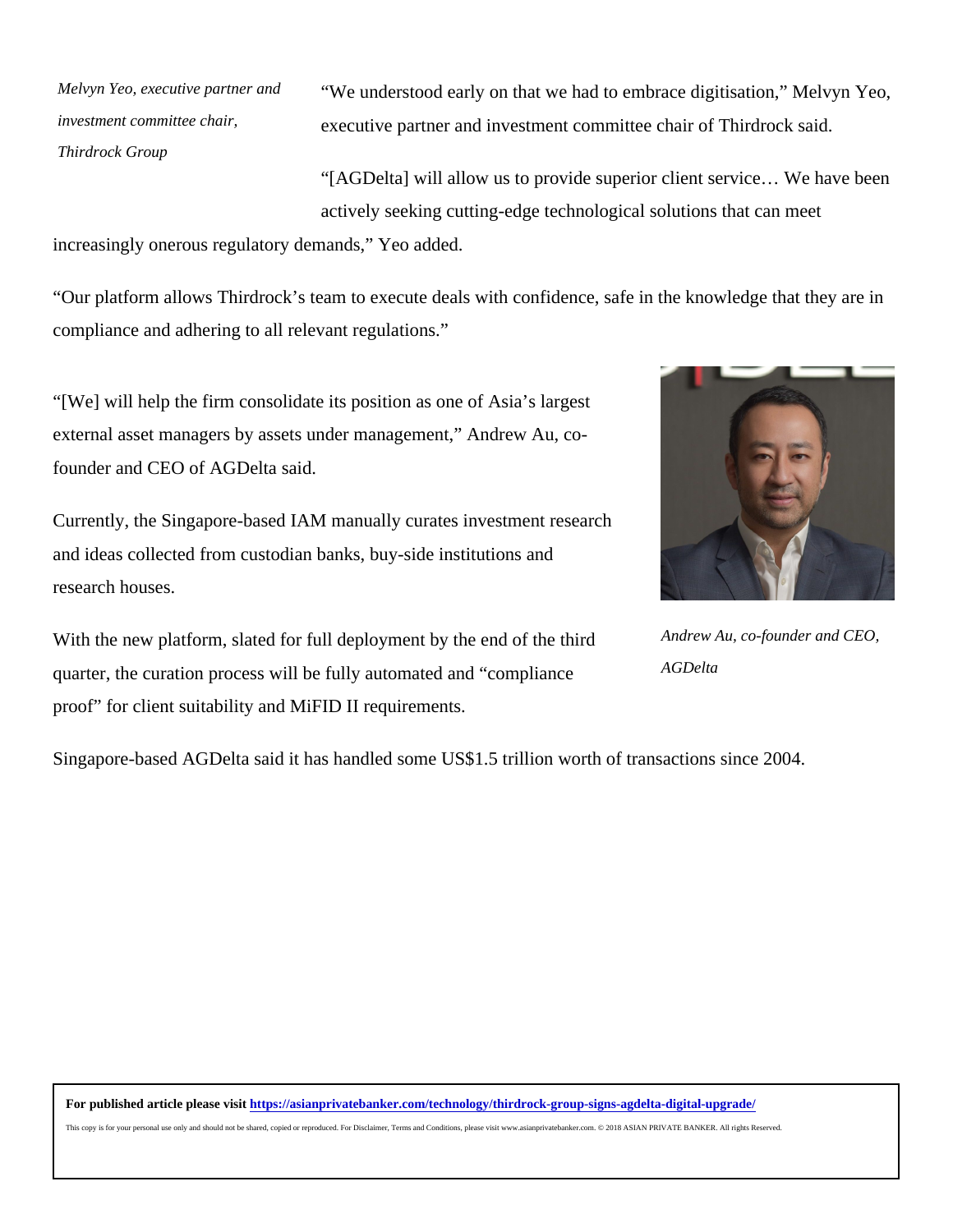*Melvyn Yeo, executive partner and investment committee chair, Thirdrock Group*

"We understood early on that we had to embrace digitisation," Melvyn Yeo, executive partner and investment committee chair of Thirdrock said.

"[AGDelta] will allow us to provide superior client service… We have been actively seeking cutting-edge technological solutions that can meet increasingly onerous regulatory demands," Yeo added.

"Our platform allows Thirdrock's team to execute deals with confidence, safe in the knowledge that they are in compliance and adhering to all relevant regulations."

"[We] will help the firm consolidate its position as one of Asia's largest external asset managers by assets under management," Andrew Au, co-founder and CEO of AGDelta said.

*Andrew Au, co-founder and CEO, AGDelta*

Currently, the Singapore-based IAM manually curates investment research and ideas collected from custodian banks, buy-side institutions and research houses.

With the new platform, slated for full deployment by the end of the third quarter, the curation process will be fully automated and "compliance proof" for client suitability and MiFID II requirements.

Singapore-based AGDelta said it has handled some US$1.5 trillion worth of transactions since 2004.

**For published article please visit https://asianprivatebanker.com/technology/thirdrock-group-signs-agdelta-digital-upgrade/**

This copy is for your personal use only and should not be shared, copied or reproduced. For Disclaimer, Terms and Conditions, please visit www.asianprivatebanker.com. © 2018 ASIAN PRIVATE BANKER. All rights Reserved.